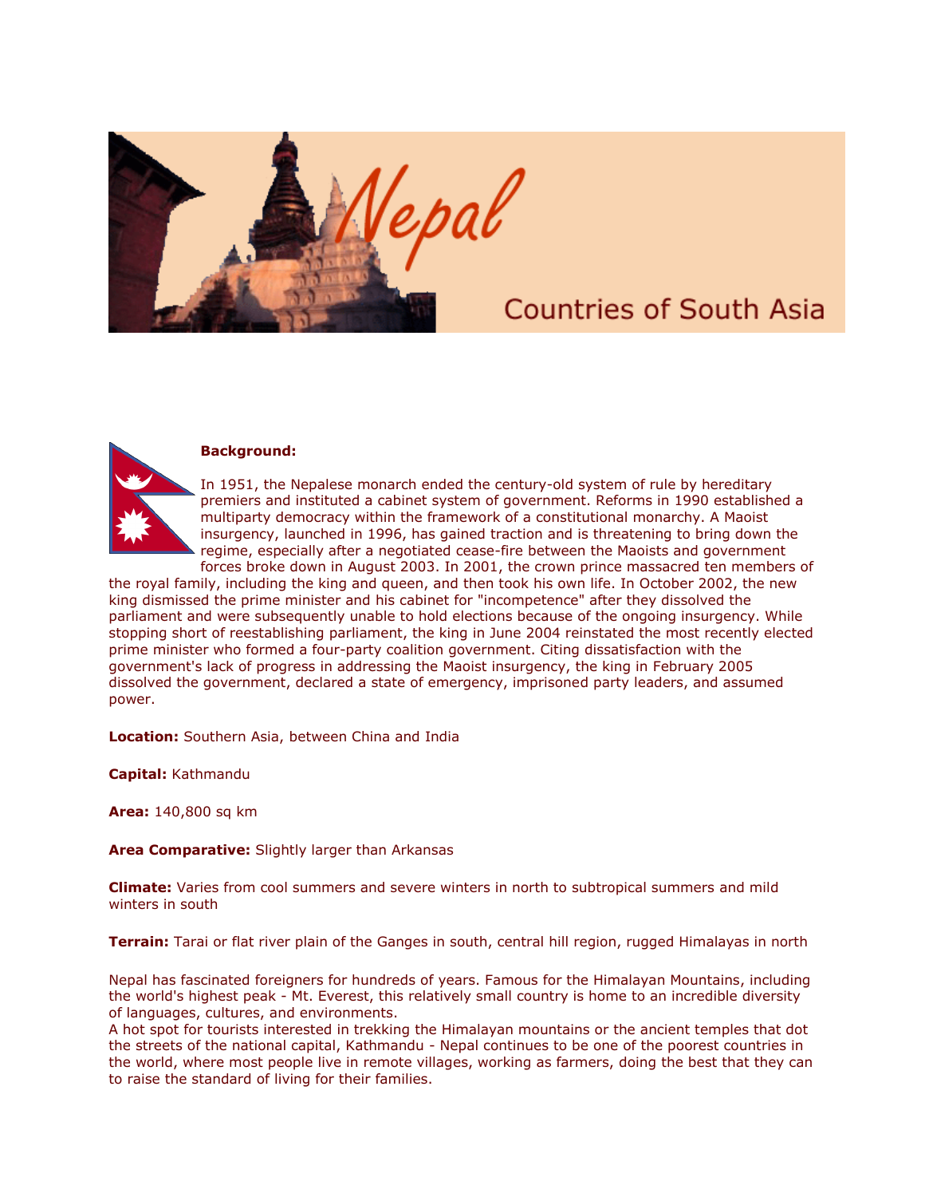# Nepal

## Countries of South Asia

**Background:**

In 1951, the Nepalese monarch ended the century-old system of rule by hereditary premiers and instituted a cabinet system of government. Reforms in 1990 established a multiparty democracy within the framework of a constitutional monarchy. A Maoist insurgency, launched in 1996, has gained traction and is threatening to bring down the regime, especially after a negotiated cease-fire between the Maoists and government forces broke down in August 2003. In 2001, the crown prince massacred ten members of the royal family, including the king and queen, and then took his own life. In October 2002, the new king dismissed the prime minister and his cabinet for "incompetence" after they dissolved the parliament and were subsequently unable to hold elections because of the ongoing insurgency. While stopping short of reestablishing parliament, the king in June 2004 reinstated the most recently elected prime minister who formed a four-party coalition government. Citing dissatisfaction with the government's lack of progress in addressing the Maoist insurgency, the king in February 2005 dissolved the government, declared a state of emergency, imprisoned party leaders, and assumed power.

**Location:** Southern Asia, between China and India

**Capital:** Kathmandu

**Area:** 140,800 sq km

**Area Comparative:** Slightly larger than Arkansas

**Climate:** Varies from cool summers and severe winters in north to subtropical summers and mild winters in south

**Terrain:** Tarai or flat river plain of the Ganges in south, central hill region, rugged Himalayas in north

Nepal has fascinated foreigners for hundreds of years. Famous for the Himalayan Mountains, including the world's highest peak - Mt. Everest, this relatively small country is home to an incredible diversity of languages, cultures, and environments.
A hot spot for tourists interested in trekking the Himalayan mountains or the ancient temples that dot the streets of the national capital, Kathmandu - Nepal continues to be one of the poorest countries in the world, where most people live in remote villages, working as farmers, doing the best that they can to raise the standard of living for their families.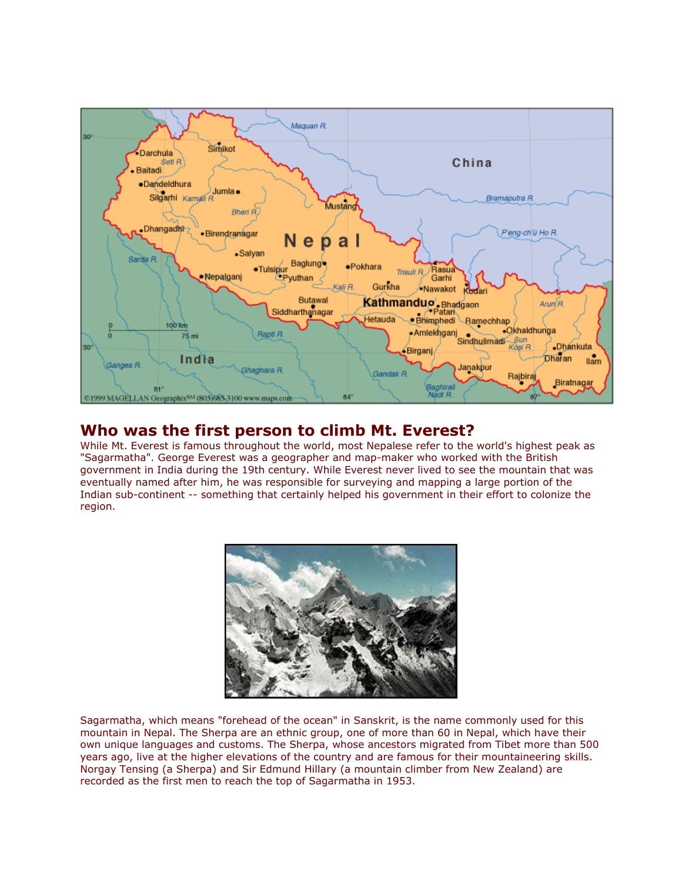## Who was the first person to climb Mt. Everest?

While Mt. Everest is famous throughout the world, most Nepalese refer to the world's highest peak as "Sagarmatha". George Everest was a geographer and map-maker who worked with the British government in India during the 19th century. While Everest never lived to see the mountain that was eventually named after him, he was responsible for surveying and mapping a large portion of the Indian sub-continent -- something that certainly helped his government in their effort to colonize the region.

Sagarmatha, which means "forehead of the ocean" in Sanskrit, is the name commonly used for this mountain in Nepal. The Sherpa are an ethnic group, one of more than 60 in Nepal, which have their own unique languages and customs. The Sherpa, whose ancestors migrated from Tibet more than 500 years ago, live at the higher elevations of the country and are famous for their mountaineering skills. Norgay Tensing (a Sherpa) and Sir Edmund Hillary (a mountain climber from New Zealand) are recorded as the first men to reach the top of Sagarmatha in 1953.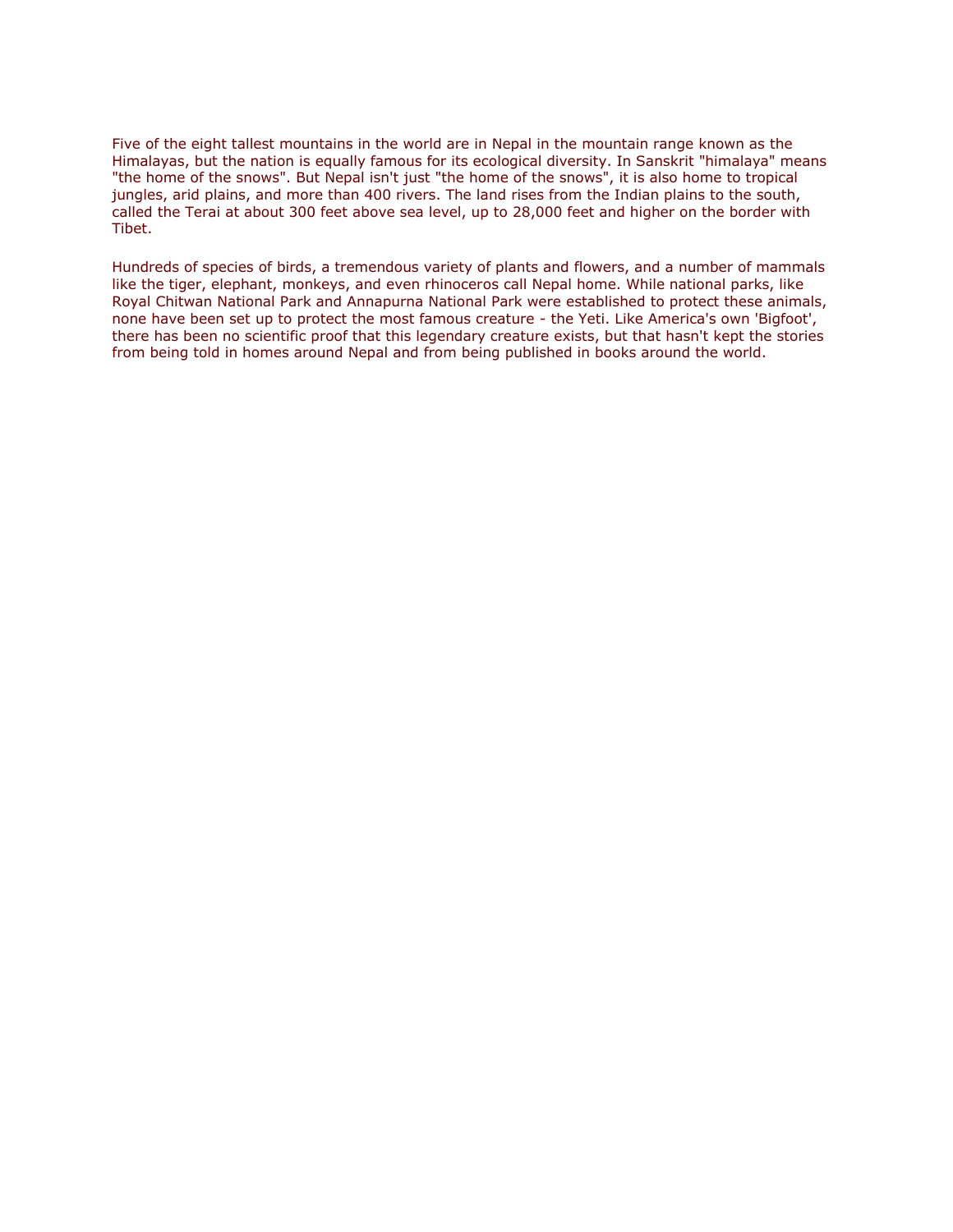Five of the eight tallest mountains in the world are in Nepal in the mountain range known as the Himalayas, but the nation is equally famous for its ecological diversity. In Sanskrit "himalaya" means "the home of the snows". But Nepal isn't just "the home of the snows", it is also home to tropical jungles, arid plains, and more than 400 rivers. The land rises from the Indian plains to the south, called the Terai at about 300 feet above sea level, up to 28,000 feet and higher on the border with Tibet.

Hundreds of species of birds, a tremendous variety of plants and flowers, and a number of mammals like the tiger, elephant, monkeys, and even rhinoceros call Nepal home. While national parks, like Royal Chitwan National Park and Annapurna National Park were established to protect these animals, none have been set up to protect the most famous creature - the Yeti. Like America's own 'Bigfoot', there has been no scientific proof that this legendary creature exists, but that hasn't kept the stories from being told in homes around Nepal and from being published in books around the world.